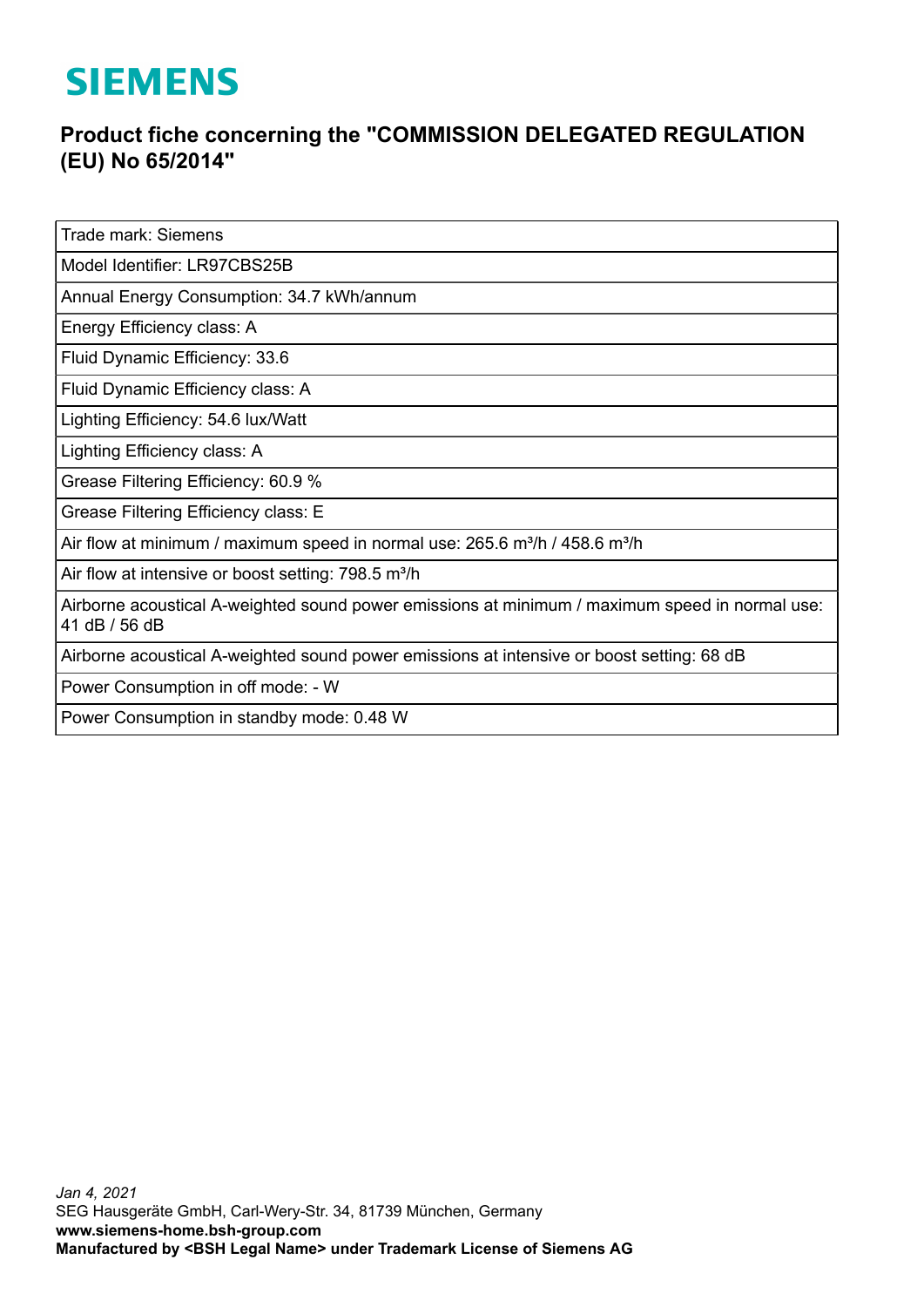# SIEMENS

## Product fiche concerning the "COMMISSION DELEGATED REGULATION (EU) No 65/2014"

| Trade mark: Siemens |
|---|
| Model Identifier: LR97CBS25B |
| Annual Energy Consumption: 34.7 kWh/annum |
| Energy Efficiency class: A |
| Fluid Dynamic Efficiency: 33.6 |
| Fluid Dynamic Efficiency class: A |
| Lighting Efficiency: 54.6 lux/Watt |
| Lighting Efficiency class: A |
| Grease Filtering Efficiency: 60.9 % |
| Grease Filtering Efficiency class: E |
| Air flow at minimum / maximum speed in normal use: 265.6 m³/h / 458.6 m³/h |
| Air flow at intensive or boost setting: 798.5 m³/h |
| Airborne acoustical A-weighted sound power emissions at minimum / maximum speed in normal use: 41 dB / 56 dB |
| Airborne acoustical A-weighted sound power emissions at intensive or boost setting: 68 dB |
| Power Consumption in off mode: - W |
| Power Consumption in standby mode: 0.48 W |

*Jan 4, 2021*
SEG Hausgeräte GmbH, Carl-Wery-Str. 34, 81739 München, Germany
**www.siemens-home.bsh-group.com**
**Manufactured by <BSH Legal Name> under Trademark License of Siemens AG**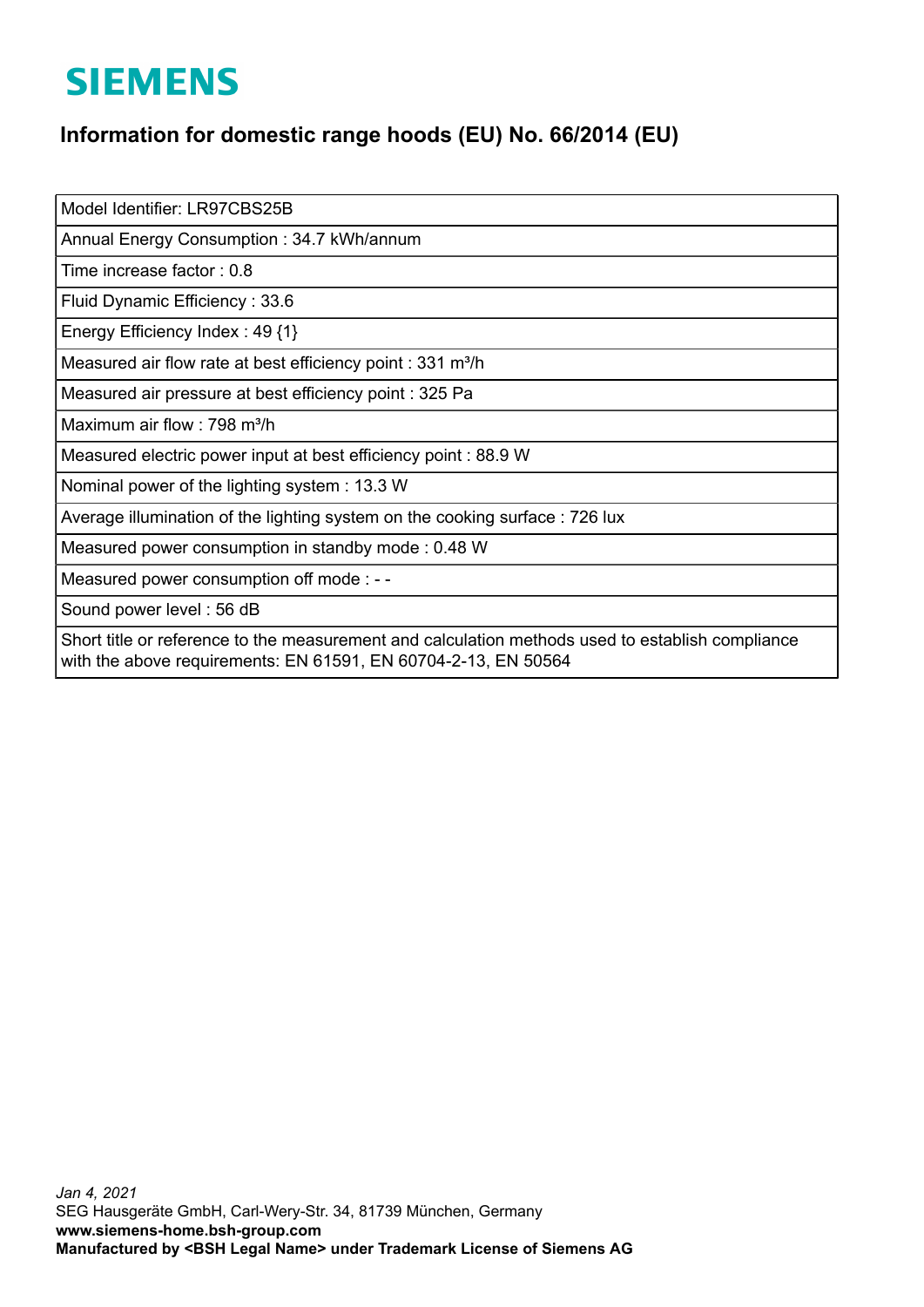SIEMENS

## Information for domestic range hoods (EU) No. 66/2014 (EU)

| |
|---|
| Model Identifier: LR97CBS25B |
| Annual Energy Consumption : 34.7 kWh/annum |
| Time increase factor : 0.8 |
| Fluid Dynamic Efficiency : 33.6 |
| Energy Efficiency Index : 49 {1} |
| Measured air flow rate at best efficiency point : 331 m³/h |
| Measured air pressure at best efficiency point : 325 Pa |
| Maximum air flow : 798 m³/h |
| Measured electric power input at best efficiency point : 88.9 W |
| Nominal power of the lighting system : 13.3 W |
| Average illumination of the lighting system on the cooking surface : 726 lux |
| Measured power consumption in standby mode : 0.48 W |
| Measured power consumption off mode : - - |
| Sound power level : 56 dB |
| Short title or reference to the measurement and calculation methods used to establish compliance with the above requirements: EN 61591, EN 60704-2-13, EN 50564 |

*Jan 4, 2021*
SEG Hausgeräte GmbH, Carl-Wery-Str. 34, 81739 München, Germany
**www.siemens-home.bsh-group.com**
**Manufactured by <BSH Legal Name> under Trademark License of Siemens AG**